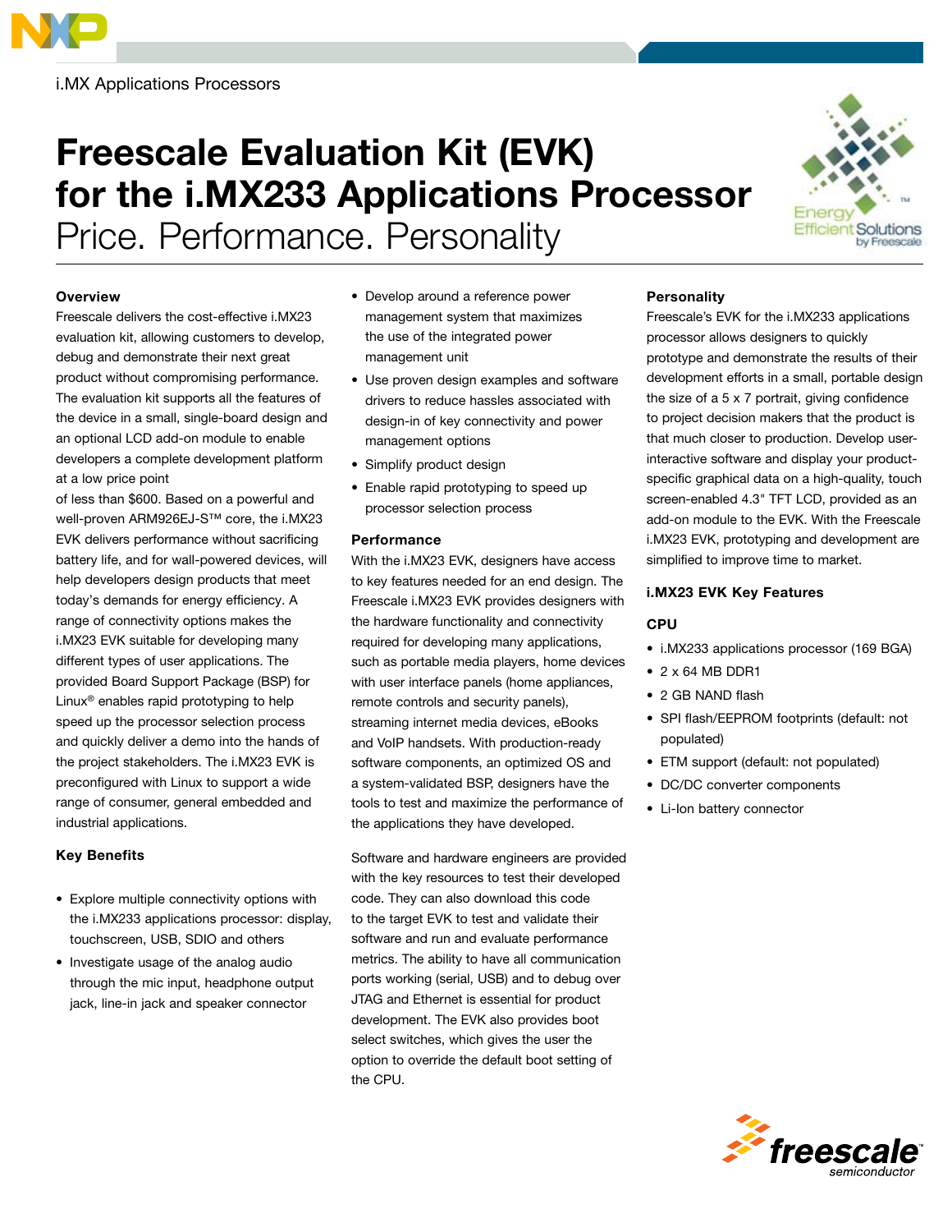i.MX Applications Processors

# Freescale Evaluation Kit (EVK) for the i.MX233 Applications Processor

Price. Performance. Personality

### Overview

Freescale delivers the cost-effective i.MX23 evaluation kit, allowing customers to develop, debug and demonstrate their next great product without compromising performance. The evaluation kit supports all the features of the device in a small, single-board design and an optional LCD add-on module to enable developers a complete development platform at a low price point of less than $600. Based on a powerful and well-proven ARM926EJ-S™ core, the i.MX23 EVK delivers performance without sacrificing battery life, and for wall-powered devices, will help developers design products that meet today's demands for energy efficiency. A range of connectivity options makes the i.MX23 EVK suitable for developing many different types of user applications. The provided Board Support Package (BSP) for Linux® enables rapid prototyping to help speed up the processor selection process and quickly deliver a demo into the hands of the project stakeholders. The i.MX23 EVK is preconfigured with Linux to support a wide range of consumer, general embedded and industrial applications.

### Key Benefits

- Explore multiple connectivity options with the i.MX233 applications processor: display, touchscreen, USB, SDIO and others
- Investigate usage of the analog audio through the mic input, headphone output jack, line-in jack and speaker connector
- Develop around a reference power management system that maximizes the use of the integrated power management unit
- Use proven design examples and software drivers to reduce hassles associated with design-in of key connectivity and power management options
- Simplify product design
- Enable rapid prototyping to speed up processor selection process

### Performance

With the i.MX23 EVK, designers have access to key features needed for an end design. The Freescale i.MX23 EVK provides designers with the hardware functionality and connectivity required for developing many applications, such as portable media players, home devices with user interface panels (home appliances, remote controls and security panels), streaming internet media devices, eBooks and VoIP handsets. With production-ready software components, an optimized OS and a system-validated BSP, designers have the tools to test and maximize the performance of the applications they have developed.

Software and hardware engineers are provided with the key resources to test their developed code. They can also download this code to the target EVK to test and validate their software and run and evaluate performance metrics. The ability to have all communication ports working (serial, USB) and to debug over JTAG and Ethernet is essential for product development. The EVK also provides boot select switches, which gives the user the option to override the default boot setting of the CPU.

### Personality

Freescale's EVK for the i.MX233 applications processor allows designers to quickly prototype and demonstrate the results of their development efforts in a small, portable design the size of a 5 x 7 portrait, giving confidence to project decision makers that the product is that much closer to production. Develop user-interactive software and display your product-specific graphical data on a high-quality, touch screen-enabled 4.3" TFT LCD, provided as an add-on module to the EVK. With the Freescale i.MX23 EVK, prototyping and development are simplified to improve time to market.

### i.MX23 EVK Key Features

#### CPU

- i.MX233 applications processor (169 BGA)
- 2 x 64 MB DDR1
- 2 GB NAND flash
- SPI flash/EEPROM footprints (default: not populated)
- ETM support (default: not populated)
- DC/DC converter components
- Li-Ion battery connector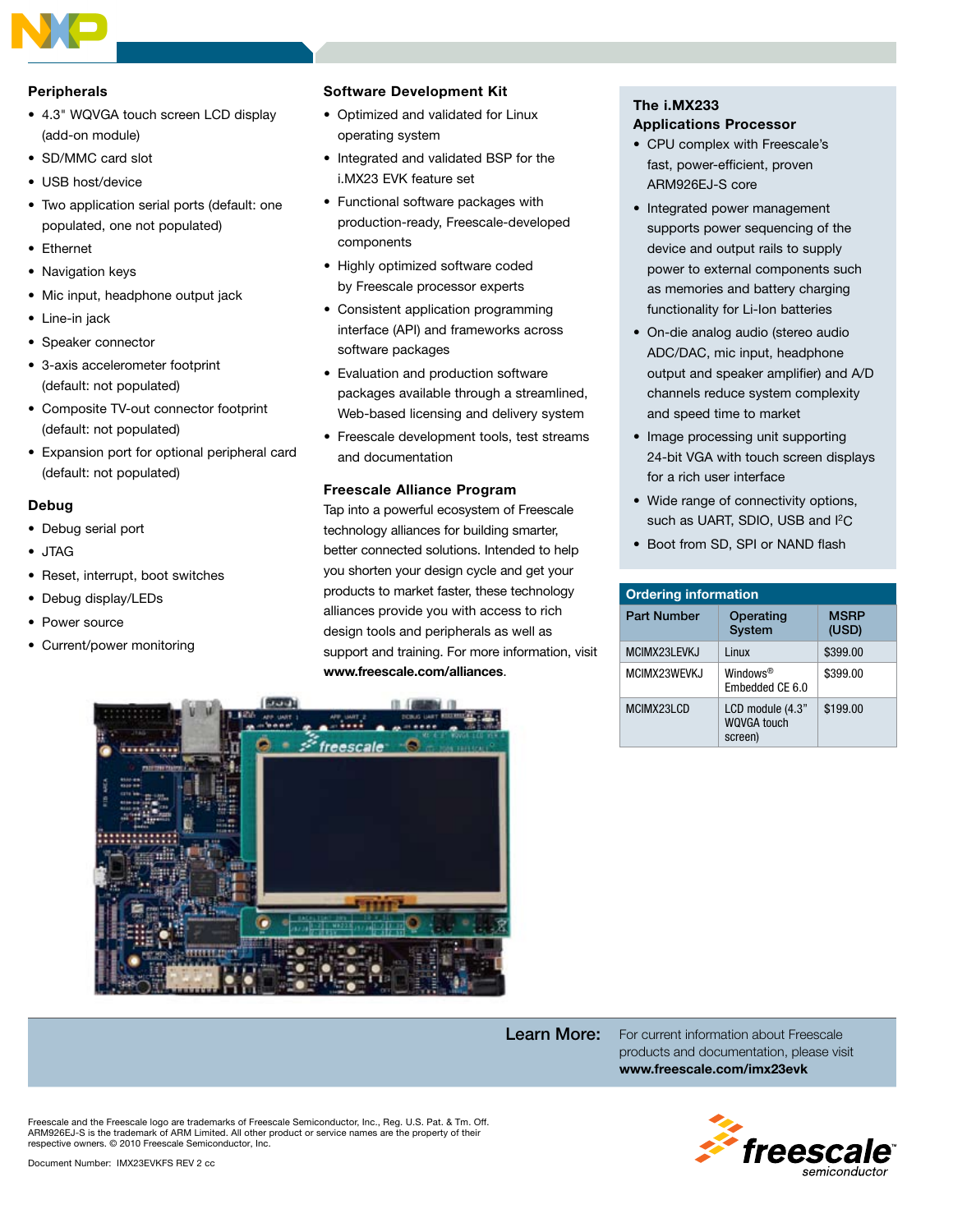## Peripherals

- 4.3" WQVGA touch screen LCD display (add-on module)
- SD/MMC card slot
- USB host/device
- Two application serial ports (default: one populated, one not populated)
- Ethernet
- Navigation keys
- Mic input, headphone output jack
- Line-in jack
- Speaker connector
- 3-axis accelerometer footprint (default: not populated)
- Composite TV-out connector footprint (default: not populated)
- Expansion port for optional peripheral card (default: not populated)

## Debug

- Debug serial port
- JTAG
- Reset, interrupt, boot switches
- Debug display/LEDs
- Power source
- Current/power monitoring

## Software Development Kit

- Optimized and validated for Linux operating system
- Integrated and validated BSP for the i.MX23 EVK feature set
- Functional software packages with production-ready, Freescale-developed components
- Highly optimized software coded by Freescale processor experts
- Consistent application programming interface (API) and frameworks across software packages
- Evaluation and production software packages available through a streamlined, Web-based licensing and delivery system
- Freescale development tools, test streams and documentation

## Freescale Alliance Program

Tap into a powerful ecosystem of Freescale technology alliances for building smarter, better connected solutions. Intended to help you shorten your design cycle and get your products to market faster, these technology alliances provide you with access to rich design tools and peripherals as well as support and training. For more information, visit **www.freescale.com/alliances**.

## The i.MX233 Applications Processor

- CPU complex with Freescale's fast, power-efficient, proven ARM926EJ-S core
- Integrated power management supports power sequencing of the device and output rails to supply power to external components such as memories and battery charging functionality for Li-Ion batteries
- On-die analog audio (stereo audio ADC/DAC, mic input, headphone output and speaker amplifier) and A/D channels reduce system complexity and speed time to market
- Image processing unit supporting 24-bit VGA with touch screen displays for a rich user interface
- Wide range of connectivity options, such as UART, SDIO, USB and I²C
- Boot from SD, SPI or NAND flash

## Ordering information

| Part Number | Operating System | MSRP (USD) |
|---|---|---|
| MCIMX23LEVKJ | Linux | $399.00 |
| MCIMX23WEVKJ | Windows® Embedded CE 6.0 | $399.00 |
| MCIMX23LCD | LCD module (4.3" WQVGA touch screen) | $199.00 |

**Learn More:** For current information about Freescale products and documentation, please visit **www.freescale.com/imx23evk**

Freescale and the Freescale logo are trademarks of Freescale Semiconductor, Inc., Reg. U.S. Pat. & Tm. Off. ARM926EJ-S is the trademark of ARM Limited. All other product or service names are the property of their respective owners. © 2010 Freescale Semiconductor, Inc.

Document Number: IMX23EVKFS REV 2 cc